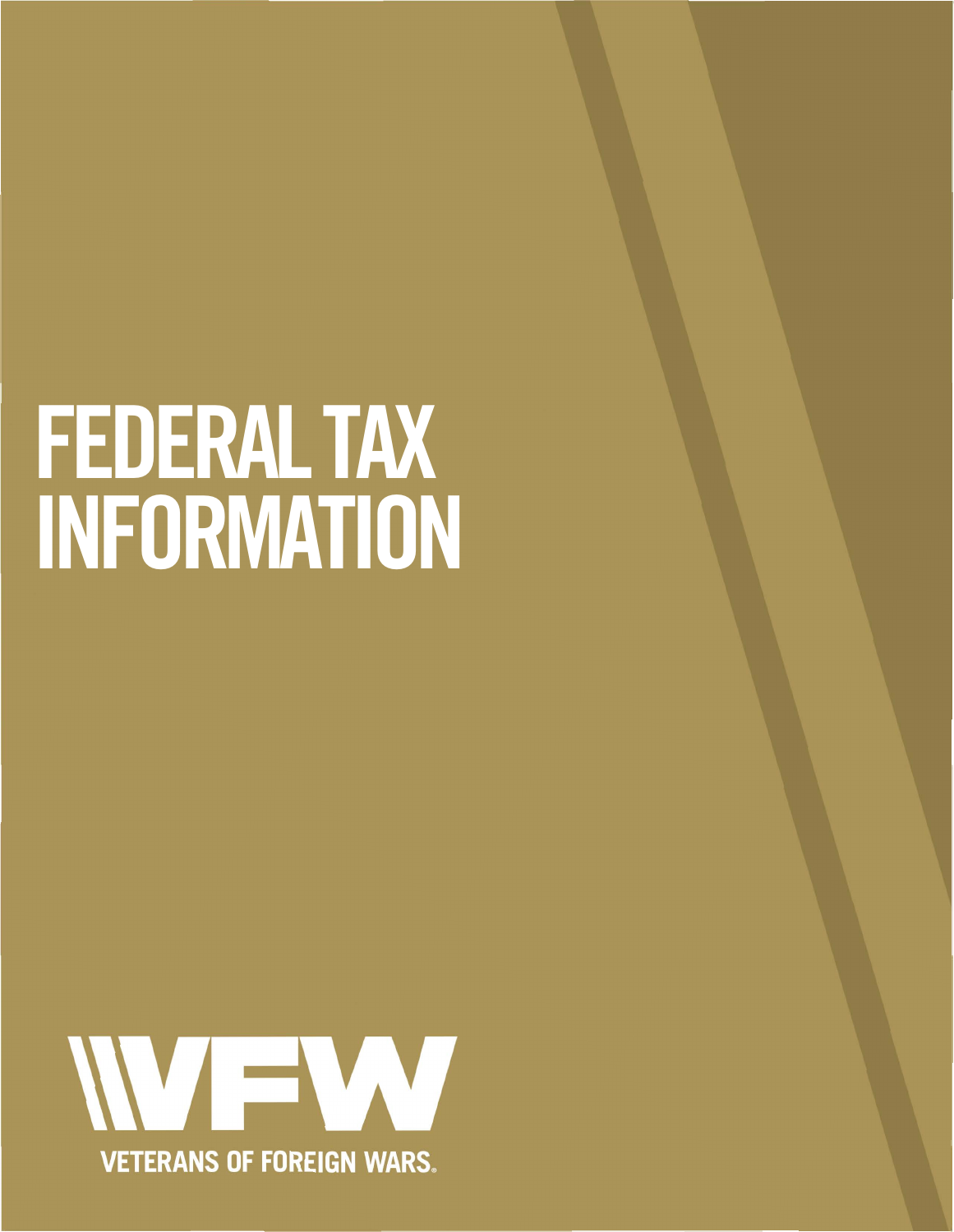# FEDERAL TAX INFORMATION

VFW

VETERANS OF FOREIGN WARS®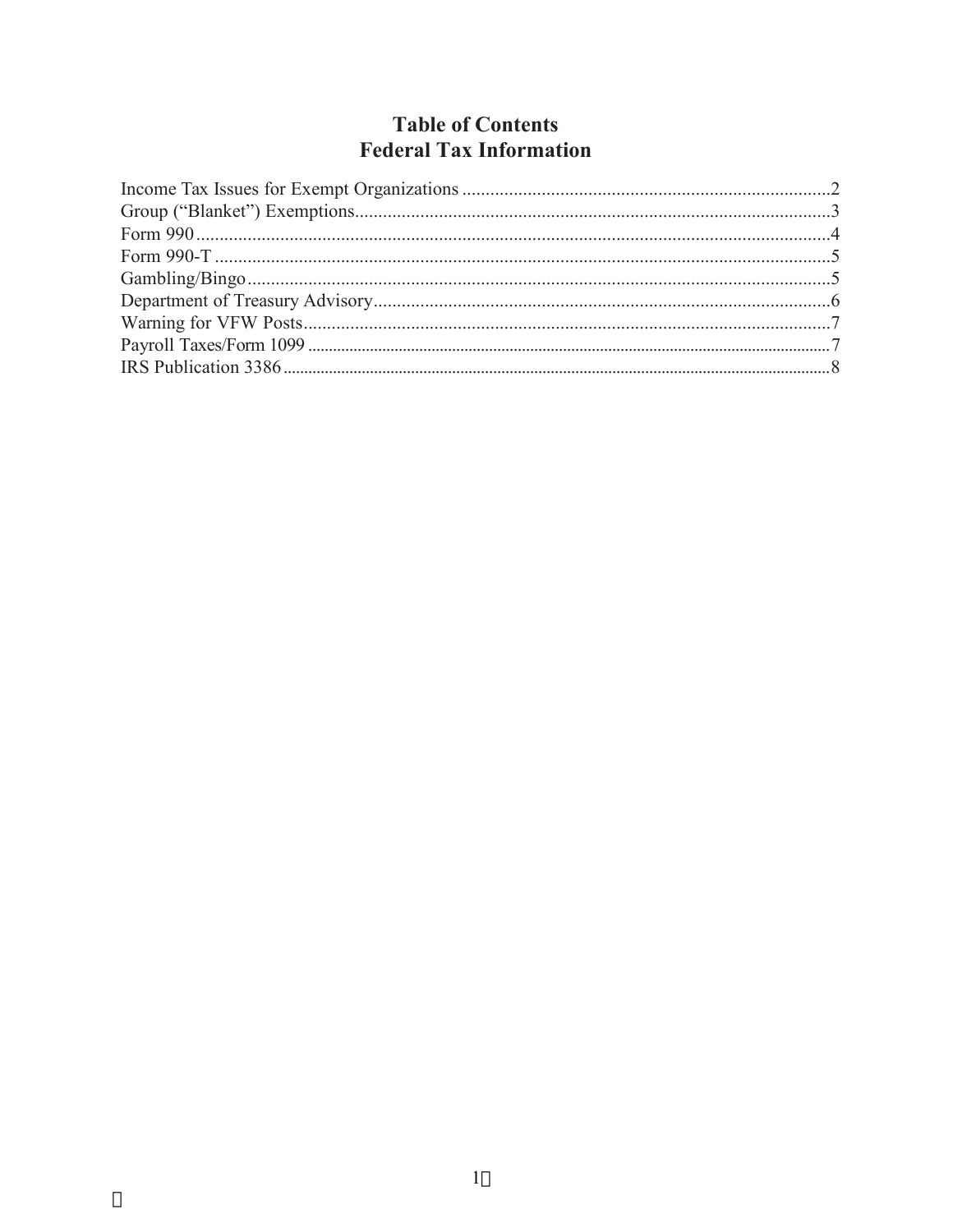# Table of Contents
## Federal Tax Information

| Section | Page |
|---|---|
| Income Tax Issues for Exempt Organizations | 2 |
| Group ("Blanket") Exemptions | 3 |
| Form 990 | 4 |
| Form 990-T | 5 |
| Gambling/Bingo | 5 |
| Department of Treasury Advisory | 6 |
| Warning for VFW Posts | 7 |
| Payroll Taxes/Form 1099 | 7 |
| IRS Publication 3386 | 8 |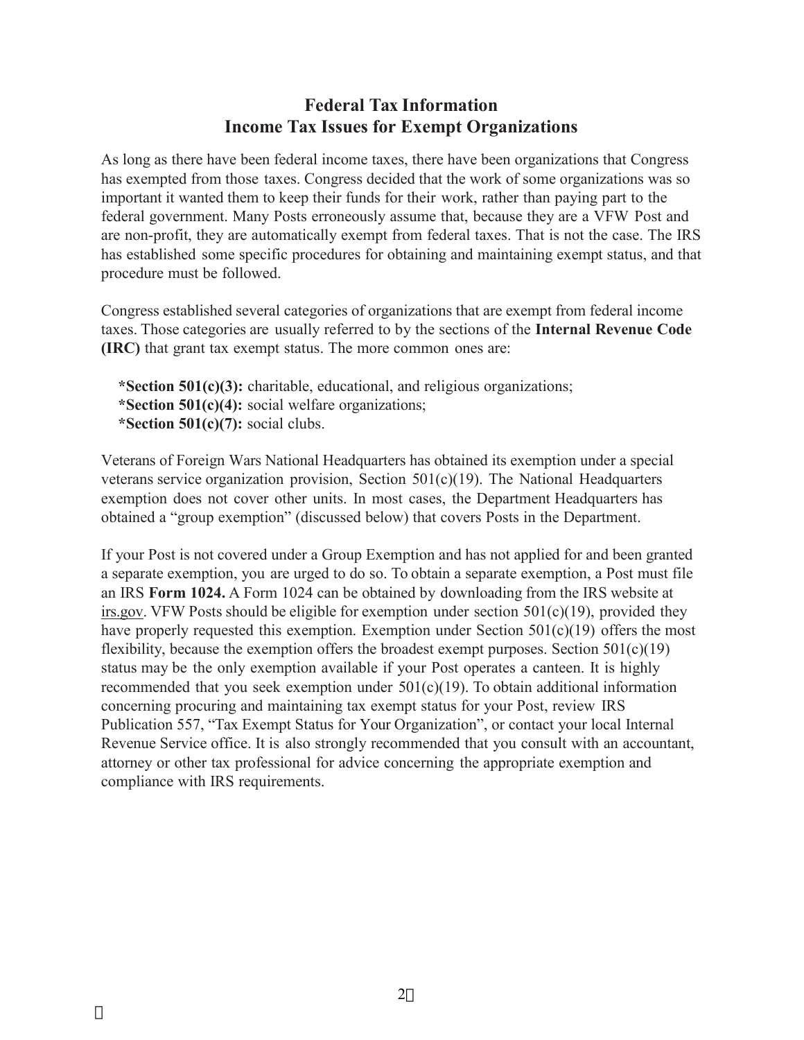## Federal Tax Information
## Income Tax Issues for Exempt Organizations

As long as there have been federal income taxes, there have been organizations that Congress has exempted from those taxes. Congress decided that the work of some organizations was so important it wanted them to keep their funds for their work, rather than paying part to the federal government. Many Posts erroneously assume that, because they are a VFW Post and are non-profit, they are automatically exempt from federal taxes. That is not the case. The IRS has established some specific procedures for obtaining and maintaining exempt status, and that procedure must be followed.

Congress established several categories of organizations that are exempt from federal income taxes. Those categories are usually referred to by the sections of the **Internal Revenue Code (IRC)** that grant tax exempt status. The more common ones are:

**\*Section 501(c)(3):** charitable, educational, and religious organizations;
**\*Section 501(c)(4):** social welfare organizations;
**\*Section 501(c)(7):** social clubs.

Veterans of Foreign Wars National Headquarters has obtained its exemption under a special veterans service organization provision, Section 501(c)(19). The National Headquarters exemption does not cover other units. In most cases, the Department Headquarters has obtained a "group exemption" (discussed below) that covers Posts in the Department.

If your Post is not covered under a Group Exemption and has not applied for and been granted a separate exemption, you are urged to do so. To obtain a separate exemption, a Post must file an IRS **Form 1024.** A Form 1024 can be obtained by downloading from the IRS website at irs.gov. VFW Posts should be eligible for exemption under section 501(c)(19), provided they have properly requested this exemption. Exemption under Section 501(c)(19) offers the most flexibility, because the exemption offers the broadest exempt purposes. Section 501(c)(19) status may be the only exemption available if your Post operates a canteen. It is highly recommended that you seek exemption under 501(c)(19). To obtain additional information concerning procuring and maintaining tax exempt status for your Post, review IRS Publication 557, "Tax Exempt Status for Your Organization", or contact your local Internal Revenue Service office. It is also strongly recommended that you consult with an accountant, attorney or other tax professional for advice concerning the appropriate exemption and compliance with IRS requirements.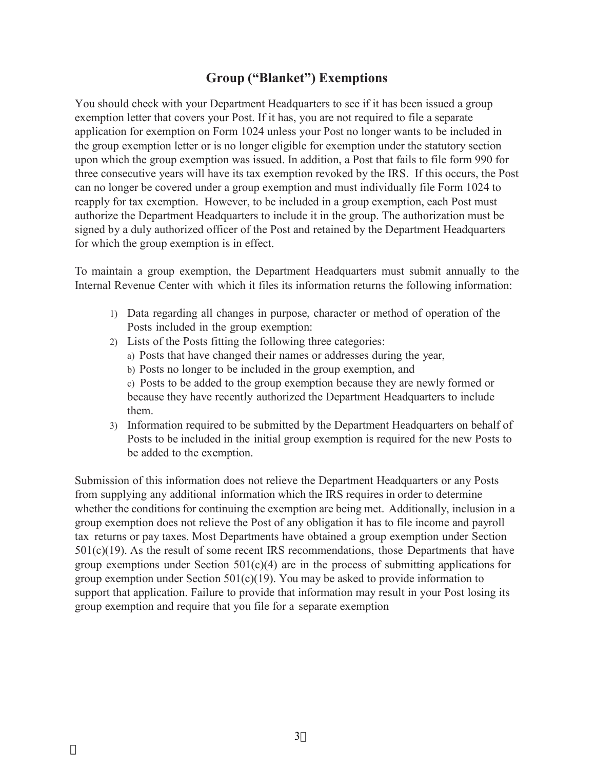## Group ("Blanket") Exemptions

You should check with your Department Headquarters to see if it has been issued a group exemption letter that covers your Post. If it has, you are not required to file a separate application for exemption on Form 1024 unless your Post no longer wants to be included in the group exemption letter or is no longer eligible for exemption under the statutory section upon which the group exemption was issued. In addition, a Post that fails to file form 990 for three consecutive years will have its tax exemption revoked by the IRS. If this occurs, the Post can no longer be covered under a group exemption and must individually file Form 1024 to reapply for tax exemption. However, to be included in a group exemption, each Post must authorize the Department Headquarters to include it in the group. The authorization must be signed by a duly authorized officer of the Post and retained by the Department Headquarters for which the group exemption is in effect.

To maintain a group exemption, the Department Headquarters must submit annually to the Internal Revenue Center with which it files its information returns the following information:

1) Data regarding all changes in purpose, character or method of operation of the Posts included in the group exemption:
2) Lists of the Posts fitting the following three categories:
   a) Posts that have changed their names or addresses during the year,
   b) Posts no longer to be included in the group exemption, and
   c) Posts to be added to the group exemption because they are newly formed or because they have recently authorized the Department Headquarters to include them.
3) Information required to be submitted by the Department Headquarters on behalf of Posts to be included in the initial group exemption is required for the new Posts to be added to the exemption.

Submission of this information does not relieve the Department Headquarters or any Posts from supplying any additional information which the IRS requires in order to determine whether the conditions for continuing the exemption are being met. Additionally, inclusion in a group exemption does not relieve the Post of any obligation it has to file income and payroll tax returns or pay taxes. Most Departments have obtained a group exemption under Section 501(c)(19). As the result of some recent IRS recommendations, those Departments that have group exemptions under Section 501(c)(4) are in the process of submitting applications for group exemption under Section 501(c)(19). You may be asked to provide information to support that application. Failure to provide that information may result in your Post losing its group exemption and require that you file for a separate exemption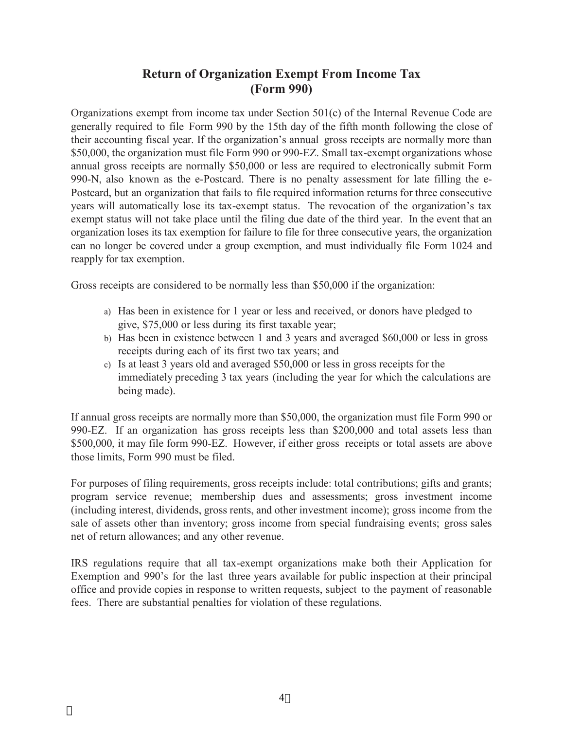# Return of Organization Exempt From Income Tax (Form 990)

Organizations exempt from income tax under Section 501(c) of the Internal Revenue Code are generally required to file Form 990 by the 15th day of the fifth month following the close of their accounting fiscal year. If the organization's annual gross receipts are normally more than $50,000, the organization must file Form 990 or 990-EZ. Small tax-exempt organizations whose annual gross receipts are normally $50,000 or less are required to electronically submit Form 990-N, also known as the e-Postcard. There is no penalty assessment for late filling the e-Postcard, but an organization that fails to file required information returns for three consecutive years will automatically lose its tax-exempt status. The revocation of the organization's tax exempt status will not take place until the filing due date of the third year. In the event that an organization loses its tax exemption for failure to file for three consecutive years, the organization can no longer be covered under a group exemption, and must individually file Form 1024 and reapply for tax exemption.

Gross receipts are considered to be normally less than $50,000 if the organization:

a) Has been in existence for 1 year or less and received, or donors have pledged to give, $75,000 or less during its first taxable year;
b) Has been in existence between 1 and 3 years and averaged $60,000 or less in gross receipts during each of its first two tax years; and
c) Is at least 3 years old and averaged $50,000 or less in gross receipts for the immediately preceding 3 tax years (including the year for which the calculations are being made).

If annual gross receipts are normally more than $50,000, the organization must file Form 990 or 990-EZ. If an organization has gross receipts less than $200,000 and total assets less than $500,000, it may file form 990-EZ. However, if either gross receipts or total assets are above those limits, Form 990 must be filed.

For purposes of filing requirements, gross receipts include: total contributions; gifts and grants; program service revenue; membership dues and assessments; gross investment income (including interest, dividends, gross rents, and other investment income); gross income from the sale of assets other than inventory; gross income from special fundraising events; gross sales net of return allowances; and any other revenue.

IRS regulations require that all tax-exempt organizations make both their Application for Exemption and 990's for the last three years available for public inspection at their principal office and provide copies in response to written requests, subject to the payment of reasonable fees. There are substantial penalties for violation of these regulations.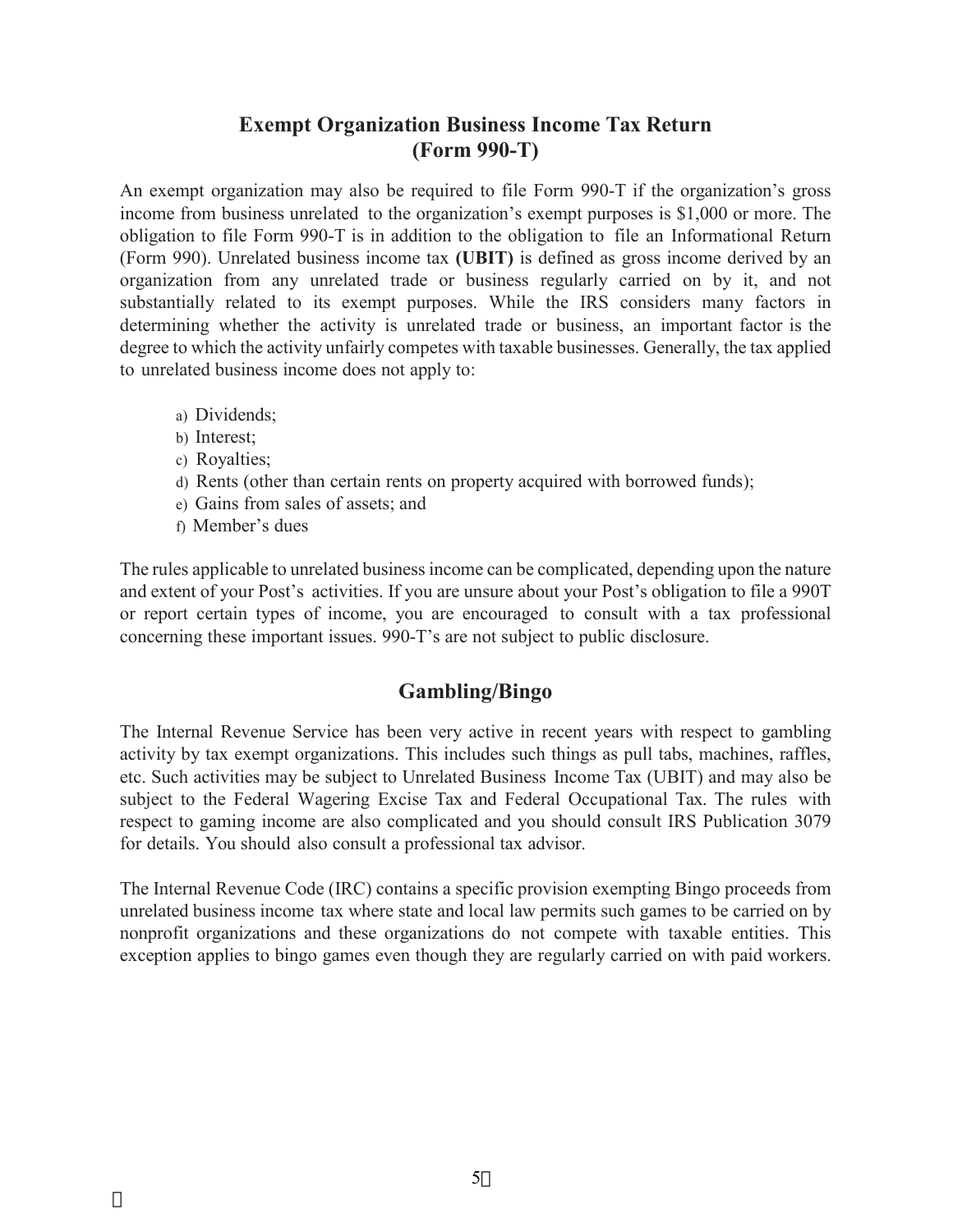## Exempt Organization Business Income Tax Return (Form 990-T)

An exempt organization may also be required to file Form 990-T if the organization's gross income from business unrelated to the organization's exempt purposes is $1,000 or more. The obligation to file Form 990-T is in addition to the obligation to file an Informational Return (Form 990). Unrelated business income tax **(UBIT)** is defined as gross income derived by an organization from any unrelated trade or business regularly carried on by it, and not substantially related to its exempt purposes. While the IRS considers many factors in determining whether the activity is unrelated trade or business, an important factor is the degree to which the activity unfairly competes with taxable businesses. Generally, the tax applied to unrelated business income does not apply to:

a) Dividends;
b) Interest;
c) Royalties;
d) Rents (other than certain rents on property acquired with borrowed funds);
e) Gains from sales of assets; and
f) Member's dues

The rules applicable to unrelated business income can be complicated, depending upon the nature and extent of your Post's activities. If you are unsure about your Post's obligation to file a 990T or report certain types of income, you are encouraged to consult with a tax professional concerning these important issues. 990-T's are not subject to public disclosure.

## Gambling/Bingo

The Internal Revenue Service has been very active in recent years with respect to gambling activity by tax exempt organizations. This includes such things as pull tabs, machines, raffles, etc. Such activities may be subject to Unrelated Business Income Tax (UBIT) and may also be subject to the Federal Wagering Excise Tax and Federal Occupational Tax. The rules with respect to gaming income are also complicated and you should consult IRS Publication 3079 for details. You should also consult a professional tax advisor.

The Internal Revenue Code (IRC) contains a specific provision exempting Bingo proceeds from unrelated business income tax where state and local law permits such games to be carried on by nonprofit organizations and these organizations do not compete with taxable entities. This exception applies to bingo games even though they are regularly carried on with paid workers.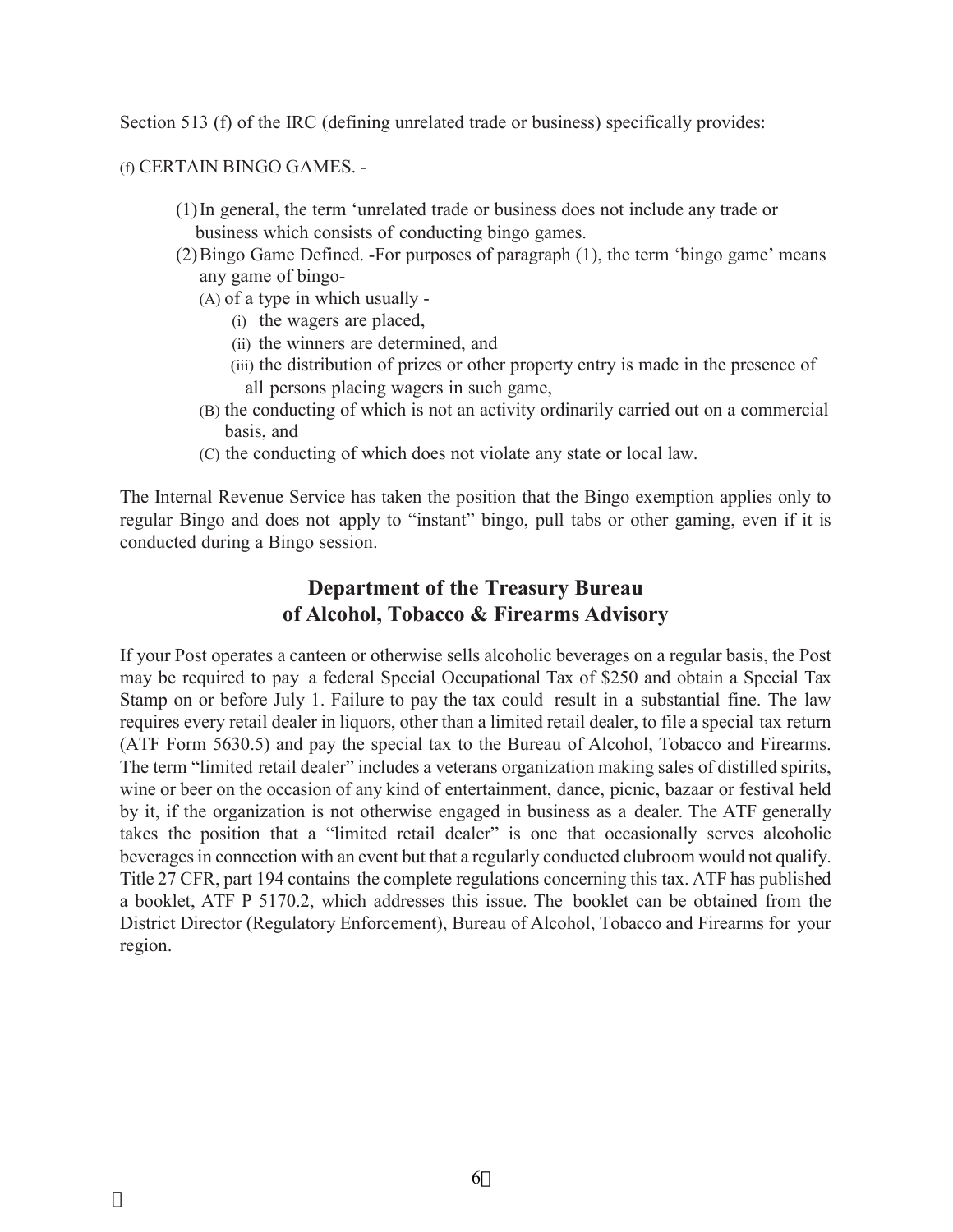Section 513 (f) of the IRC (defining unrelated trade or business) specifically provides:

(f) CERTAIN BINGO GAMES. -

(1) In general, the term 'unrelated trade or business does not include any trade or business which consists of conducting bingo games.

(2) Bingo Game Defined. -For purposes of paragraph (1), the term 'bingo game' means any game of bingo-

  (A) of a type in which usually -

    (i) the wagers are placed,

    (ii) the winners are determined, and

    (iii) the distribution of prizes or other property entry is made in the presence of all persons placing wagers in such game,

  (B) the conducting of which is not an activity ordinarily carried out on a commercial basis, and

  (C) the conducting of which does not violate any state or local law.

The Internal Revenue Service has taken the position that the Bingo exemption applies only to regular Bingo and does not apply to "instant" bingo, pull tabs or other gaming, even if it is conducted during a Bingo session.

## Department of the Treasury Bureau of Alcohol, Tobacco & Firearms Advisory

If your Post operates a canteen or otherwise sells alcoholic beverages on a regular basis, the Post may be required to pay a federal Special Occupational Tax of $250 and obtain a Special Tax Stamp on or before July 1. Failure to pay the tax could result in a substantial fine. The law requires every retail dealer in liquors, other than a limited retail dealer, to file a special tax return (ATF Form 5630.5) and pay the special tax to the Bureau of Alcohol, Tobacco and Firearms. The term "limited retail dealer" includes a veterans organization making sales of distilled spirits, wine or beer on the occasion of any kind of entertainment, dance, picnic, bazaar or festival held by it, if the organization is not otherwise engaged in business as a dealer. The ATF generally takes the position that a "limited retail dealer" is one that occasionally serves alcoholic beverages in connection with an event but that a regularly conducted clubroom would not qualify. Title 27 CFR, part 194 contains the complete regulations concerning this tax. ATF has published a booklet, ATF P 5170.2, which addresses this issue. The booklet can be obtained from the District Director (Regulatory Enforcement), Bureau of Alcohol, Tobacco and Firearms for your region.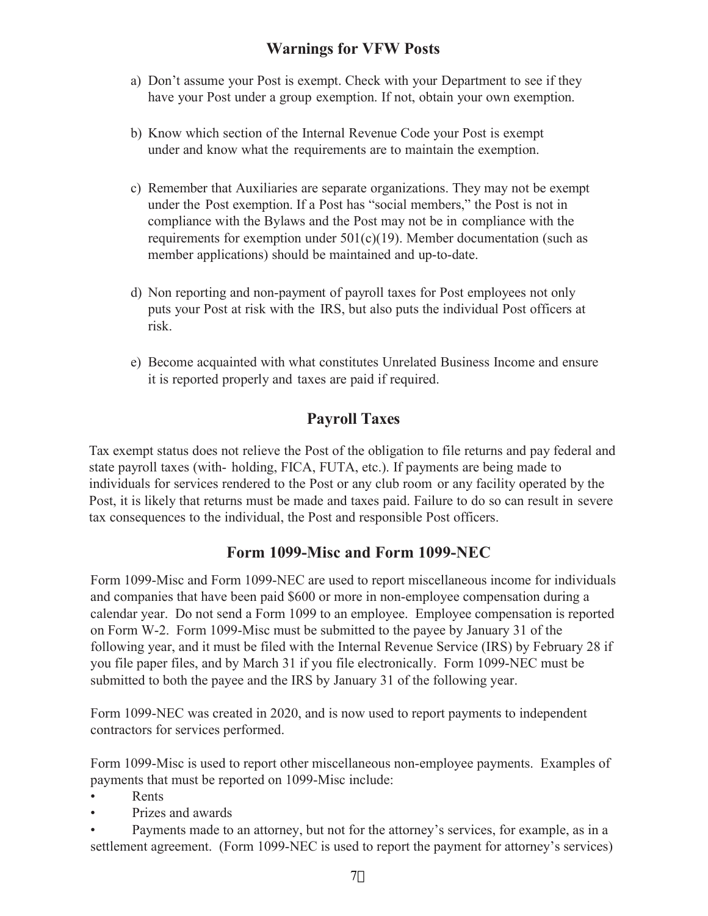## Warnings for VFW Posts

a) Don't assume your Post is exempt. Check with your Department to see if they have your Post under a group exemption. If not, obtain your own exemption.

b) Know which section of the Internal Revenue Code your Post is exempt under and know what the requirements are to maintain the exemption.

c) Remember that Auxiliaries are separate organizations. They may not be exempt under the Post exemption. If a Post has "social members," the Post is not in compliance with the Bylaws and the Post may not be in compliance with the requirements for exemption under 501(c)(19). Member documentation (such as member applications) should be maintained and up-to-date.

d) Non reporting and non-payment of payroll taxes for Post employees not only puts your Post at risk with the IRS, but also puts the individual Post officers at risk.

e) Become acquainted with what constitutes Unrelated Business Income and ensure it is reported properly and taxes are paid if required.

## Payroll Taxes

Tax exempt status does not relieve the Post of the obligation to file returns and pay federal and state payroll taxes (with- holding, FICA, FUTA, etc.). If payments are being made to individuals for services rendered to the Post or any club room or any facility operated by the Post, it is likely that returns must be made and taxes paid. Failure to do so can result in severe tax consequences to the individual, the Post and responsible Post officers.

## Form 1099-Misc and Form 1099-NEC

Form 1099-Misc and Form 1099-NEC are used to report miscellaneous income for individuals and companies that have been paid $600 or more in non-employee compensation during a calendar year. Do not send a Form 1099 to an employee. Employee compensation is reported on Form W-2. Form 1099-Misc must be submitted to the payee by January 31 of the following year, and it must be filed with the Internal Revenue Service (IRS) by February 28 if you file paper files, and by March 31 if you file electronically. Form 1099-NEC must be submitted to both the payee and the IRS by January 31 of the following year.

Form 1099-NEC was created in 2020, and is now used to report payments to independent contractors for services performed.

Form 1099-Misc is used to report other miscellaneous non-employee payments. Examples of payments that must be reported on 1099-Misc include:

- Rents
- Prizes and awards
- Payments made to an attorney, but not for the attorney's services, for example, as in a settlement agreement. (Form 1099-NEC is used to report the payment for attorney's services)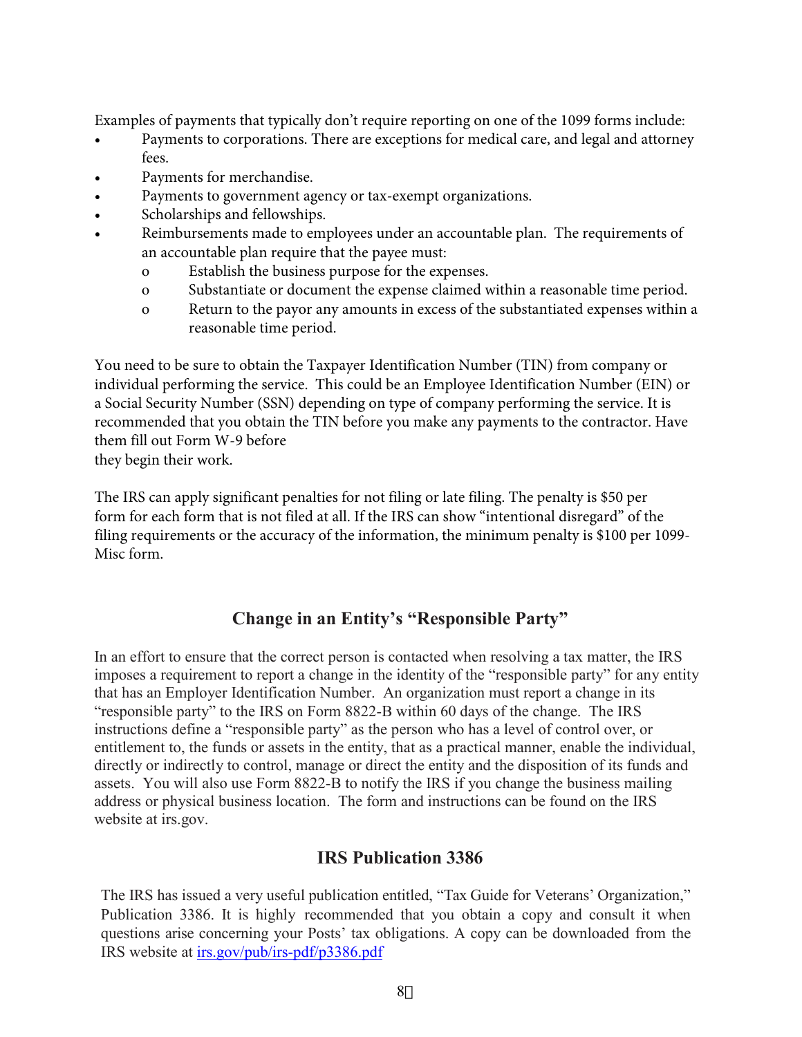Examples of payments that typically don't require reporting on one of the 1099 forms include:

- Payments to corporations. There are exceptions for medical care, and legal and attorney fees.
- Payments for merchandise.
- Payments to government agency or tax-exempt organizations.
- Scholarships and fellowships.
- Reimbursements made to employees under an accountable plan. The requirements of an accountable plan require that the payee must:
  - Establish the business purpose for the expenses.
  - Substantiate or document the expense claimed within a reasonable time period.
  - Return to the payor any amounts in excess of the substantiated expenses within a reasonable time period.

You need to be sure to obtain the Taxpayer Identification Number (TIN) from company or individual performing the service. This could be an Employee Identification Number (EIN) or a Social Security Number (SSN) depending on type of company performing the service. It is recommended that you obtain the TIN before you make any payments to the contractor. Have them fill out Form W-9 before they begin their work.

The IRS can apply significant penalties for not filing or late filing. The penalty is $50 per form for each form that is not filed at all. If the IRS can show "intentional disregard" of the filing requirements or the accuracy of the information, the minimum penalty is $100 per 1099-Misc form.

## Change in an Entity's "Responsible Party"

In an effort to ensure that the correct person is contacted when resolving a tax matter, the IRS imposes a requirement to report a change in the identity of the "responsible party" for any entity that has an Employer Identification Number. An organization must report a change in its "responsible party" to the IRS on Form 8822-B within 60 days of the change. The IRS instructions define a "responsible party" as the person who has a level of control over, or entitlement to, the funds or assets in the entity, that as a practical manner, enable the individual, directly or indirectly to control, manage or direct the entity and the disposition of its funds and assets. You will also use Form 8822-B to notify the IRS if you change the business mailing address or physical business location. The form and instructions can be found on the IRS website at irs.gov.

## IRS Publication 3386

The IRS has issued a very useful publication entitled, "Tax Guide for Veterans' Organization," Publication 3386. It is highly recommended that you obtain a copy and consult it when questions arise concerning your Posts' tax obligations. A copy can be downloaded from the IRS website at [irs.gov/pub/irs-pdf/p3386.pdf](irs.gov/pub/irs-pdf/p3386.pdf)